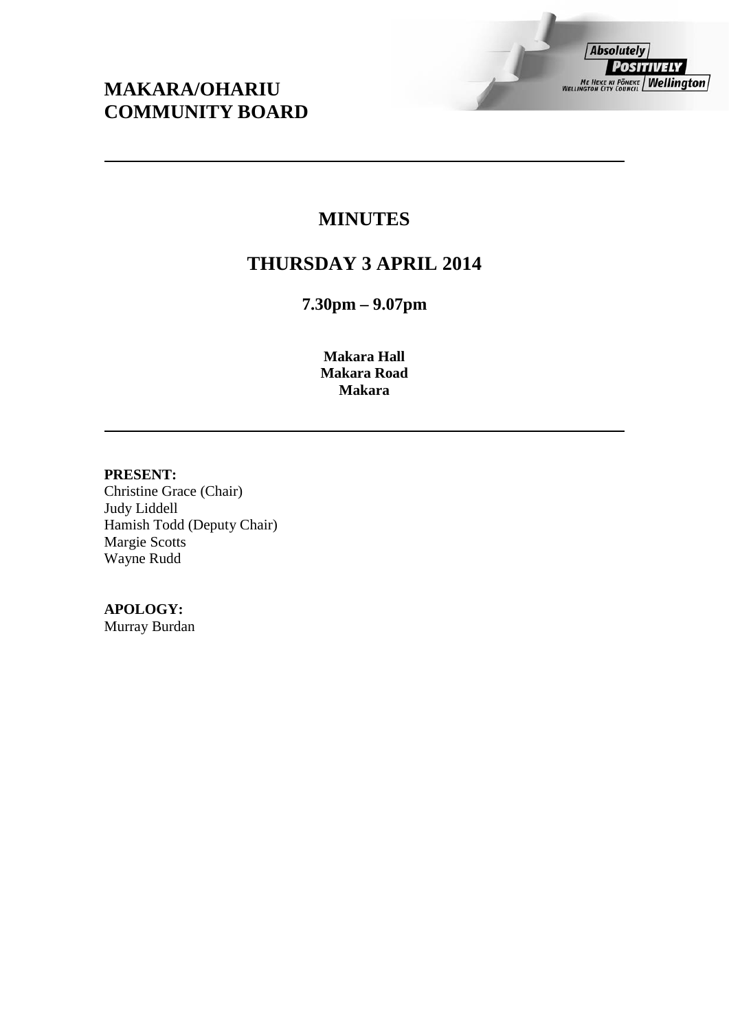# MAKARA/OHARIU COMMUNITY BOARD

## MINUTES

## THURSDAY 3 APRIL 2014

### 7.30pm – 9.07pm

**Makara Hall**
**Makara Road**
**Makara**

---

**PRESENT:**
Christine Grace (Chair)
Judy Liddell
Hamish Todd (Deputy Chair)
Margie Scotts
Wayne Rudd

**APOLOGY:**
Murray Burdan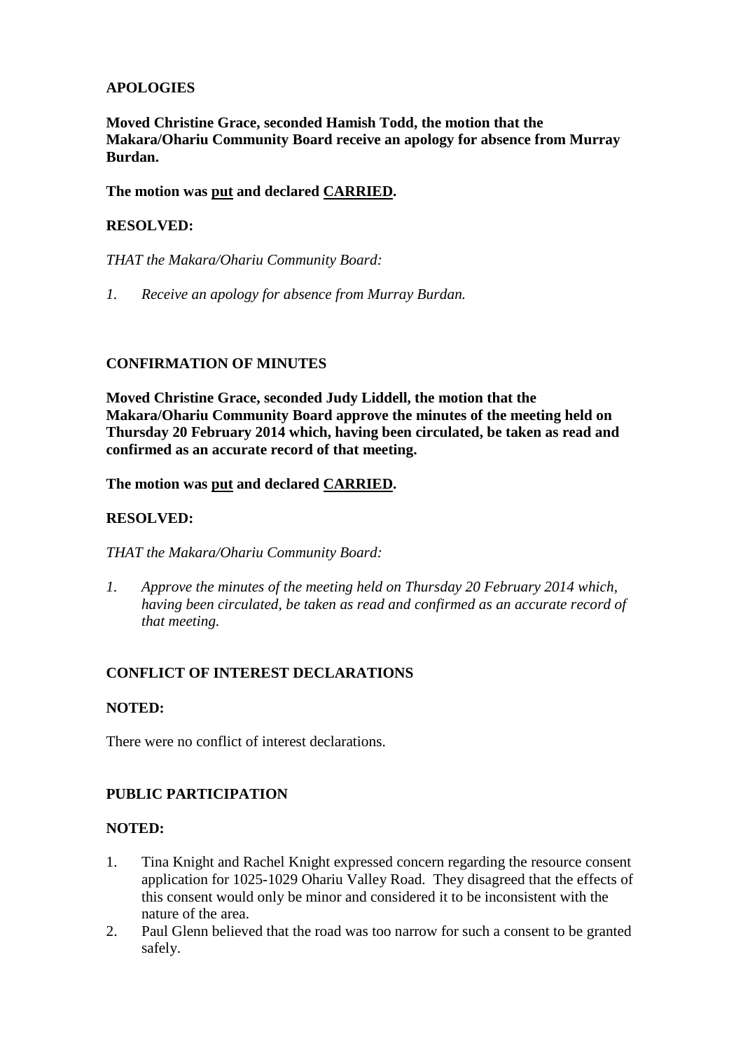**APOLOGIES**

**Moved Christine Grace, seconded Hamish Todd, the motion that the Makara/Ohariu Community Board receive an apology for absence from Murray Burdan.**

**The motion was put and declared CARRIED.**

**RESOLVED:**

*THAT the Makara/Ohariu Community Board:*

1. *Receive an apology for absence from Murray Burdan.*

**CONFIRMATION OF MINUTES**

**Moved Christine Grace, seconded Judy Liddell, the motion that the Makara/Ohariu Community Board approve the minutes of the meeting held on Thursday 20 February 2014 which, having been circulated, be taken as read and confirmed as an accurate record of that meeting.**

**The motion was put and declared CARRIED.**

**RESOLVED:**

*THAT the Makara/Ohariu Community Board:*

1. *Approve the minutes of the meeting held on Thursday 20 February 2014 which, having been circulated, be taken as read and confirmed as an accurate record of that meeting.*

**CONFLICT OF INTEREST DECLARATIONS**

**NOTED:**

There were no conflict of interest declarations.

**PUBLIC PARTICIPATION**

**NOTED:**

1. Tina Knight and Rachel Knight expressed concern regarding the resource consent application for 1025-1029 Ohariu Valley Road. They disagreed that the effects of this consent would only be minor and considered it to be inconsistent with the nature of the area.
2. Paul Glenn believed that the road was too narrow for such a consent to be granted safely.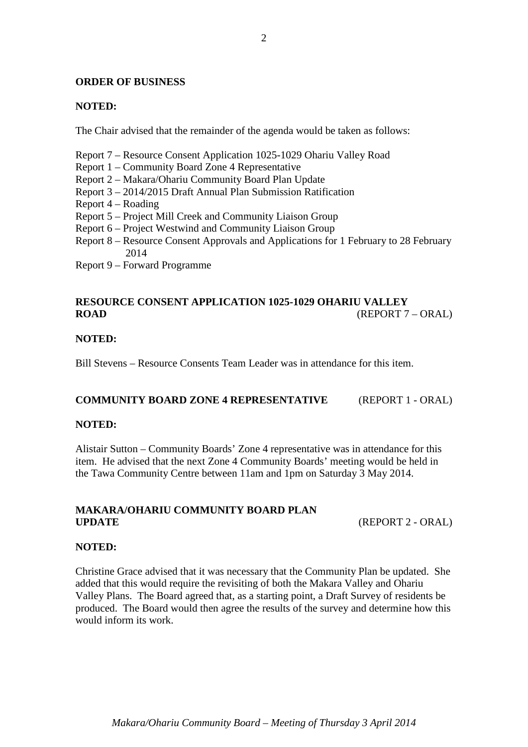**ORDER OF BUSINESS**

**NOTED:**

The Chair advised that the remainder of the agenda would be taken as follows:

Report 7 – Resource Consent Application 1025-1029 Ohariu Valley Road
Report 1 – Community Board Zone 4 Representative
Report 2 – Makara/Ohariu Community Board Plan Update
Report 3 – 2014/2015 Draft Annual Plan Submission Ratification
Report 4 – Roading
Report 5 – Project Mill Creek and Community Liaison Group
Report 6 – Project Westwind and Community Liaison Group
Report 8 – Resource Consent Approvals and Applications for 1 February to 28 February 2014
Report 9 – Forward Programme

**RESOURCE CONSENT APPLICATION 1025-1029 OHARIU VALLEY ROAD** (REPORT 7 – ORAL)

**NOTED:**

Bill Stevens – Resource Consents Team Leader was in attendance for this item.

**COMMUNITY BOARD ZONE 4 REPRESENTATIVE** (REPORT 1 - ORAL)

**NOTED:**

Alistair Sutton – Community Boards' Zone 4 representative was in attendance for this item. He advised that the next Zone 4 Community Boards' meeting would be held in the Tawa Community Centre between 11am and 1pm on Saturday 3 May 2014.

**MAKARA/OHARIU COMMUNITY BOARD PLAN UPDATE** (REPORT 2 - ORAL)

**NOTED:**

Christine Grace advised that it was necessary that the Community Plan be updated. She added that this would require the revisiting of both the Makara Valley and Ohariu Valley Plans. The Board agreed that, as a starting point, a Draft Survey of residents be produced. The Board would then agree the results of the survey and determine how this would inform its work.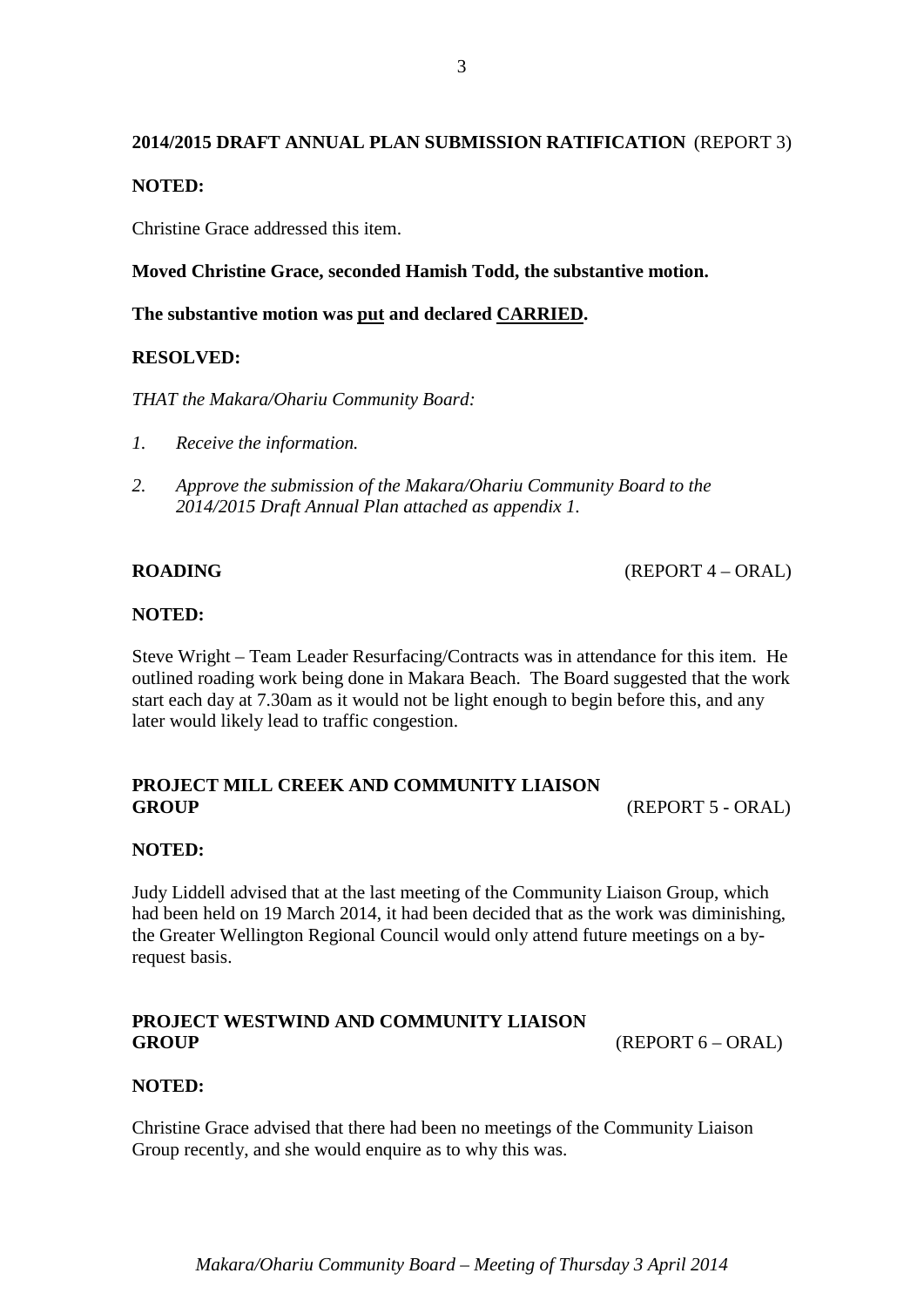**2014/2015 DRAFT ANNUAL PLAN SUBMISSION RATIFICATION** (REPORT 3)

**NOTED:**

Christine Grace addressed this item.

**Moved Christine Grace, seconded Hamish Todd, the substantive motion.**

**The substantive motion was put and declared CARRIED.**

**RESOLVED:**

*THAT the Makara/Ohariu Community Board:*

1. *Receive the information.*

2. *Approve the submission of the Makara/Ohariu Community Board to the 2014/2015 Draft Annual Plan attached as appendix 1.*

**ROADING** (REPORT 4 – ORAL)

**NOTED:**

Steve Wright – Team Leader Resurfacing/Contracts was in attendance for this item. He outlined roading work being done in Makara Beach. The Board suggested that the work start each day at 7.30am as it would not be light enough to begin before this, and any later would likely lead to traffic congestion.

**PROJECT MILL CREEK AND COMMUNITY LIAISON GROUP** (REPORT 5 - ORAL)

**NOTED:**

Judy Liddell advised that at the last meeting of the Community Liaison Group, which had been held on 19 March 2014, it had been decided that as the work was diminishing, the Greater Wellington Regional Council would only attend future meetings on a by-request basis.

**PROJECT WESTWIND AND COMMUNITY LIAISON GROUP** (REPORT 6 – ORAL)

**NOTED:**

Christine Grace advised that there had been no meetings of the Community Liaison Group recently, and she would enquire as to why this was.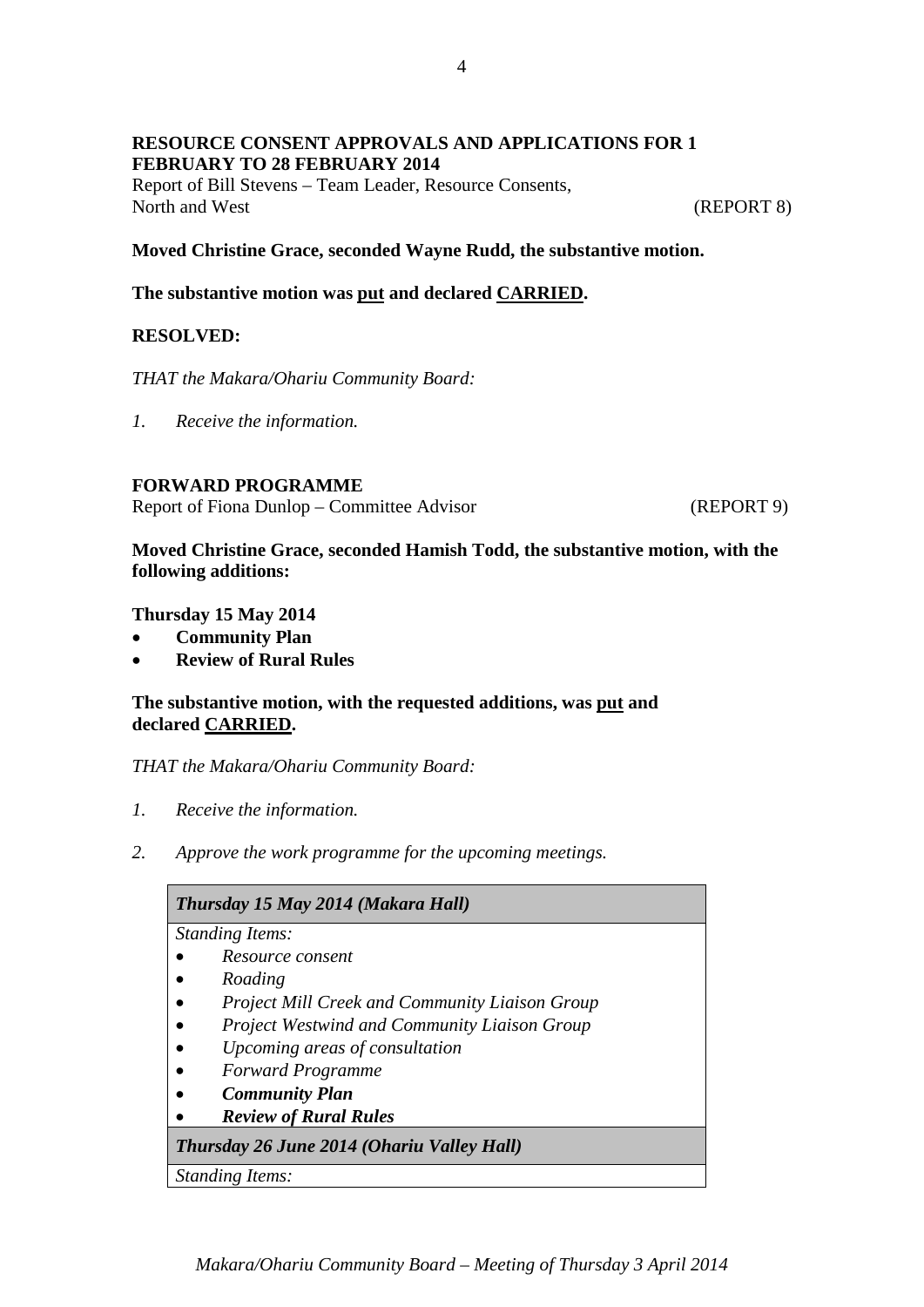**RESOURCE CONSENT APPROVALS AND APPLICATIONS FOR 1 FEBRUARY TO 28 FEBRUARY 2014**

Report of Bill Stevens – Team Leader, Resource Consents, North and West (REPORT 8)

**Moved Christine Grace, seconded Wayne Rudd, the substantive motion.**

**The substantive motion was <u>put</u> and declared <u>CARRIED</u>.**

**RESOLVED:**

*THAT the Makara/Ohariu Community Board:*

*1. Receive the information.*

**FORWARD PROGRAMME**

Report of Fiona Dunlop – Committee Advisor (REPORT 9)

**Moved Christine Grace, seconded Hamish Todd, the substantive motion, with the following additions:**

**Thursday 15 May 2014**

- **Community Plan**
- **Review of Rural Rules**

**The substantive motion, with the requested additions, was <u>put</u> and declared <u>CARRIED</u>.**

*THAT the Makara/Ohariu Community Board:*

*1. Receive the information.*

*2. Approve the work programme for the upcoming meetings.*

| ***Thursday 15 May 2014 (Makara Hall)*** |
|---|
| *Standing Items:*<br>• *Resource consent*<br>• *Roading*<br>• *Project Mill Creek and Community Liaison Group*<br>• *Project Westwind and Community Liaison Group*<br>• *Upcoming areas of consultation*<br>• *Forward Programme*<br>• ***Community Plan***<br>• ***Review of Rural Rules*** |
| ***Thursday 26 June 2014 (Ohariu Valley Hall)*** |
| *Standing Items:* |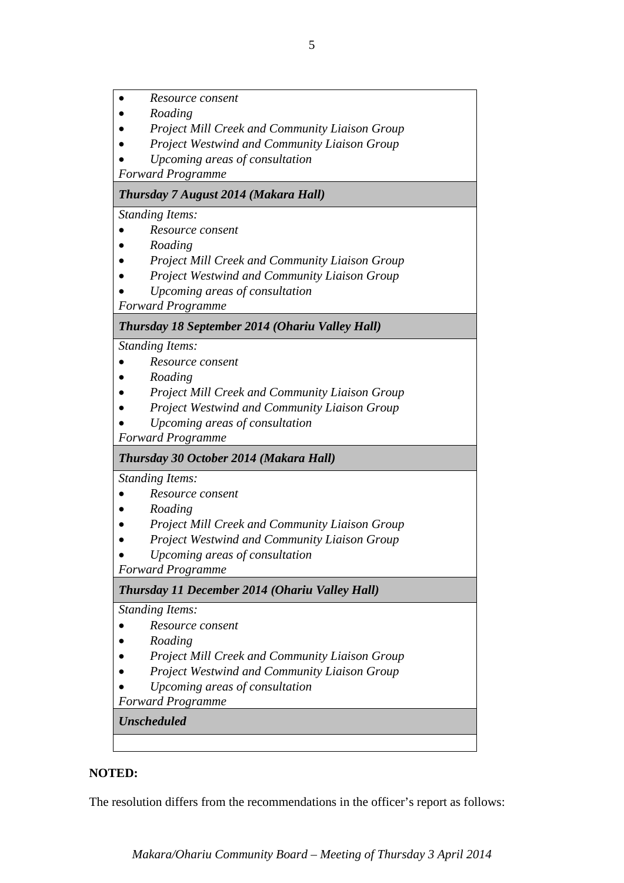| |
|---|
| - *Resource consent*<br>- *Roading*<br>- *Project Mill Creek and Community Liaison Group*<br>- *Project Westwind and Community Liaison Group*<br>- *Upcoming areas of consultation*<br>*Forward Programme* |
| ***Thursday 7 August 2014 (Makara Hall)*** |
| *Standing Items:*<br>- *Resource consent*<br>- *Roading*<br>- *Project Mill Creek and Community Liaison Group*<br>- *Project Westwind and Community Liaison Group*<br>- *Upcoming areas of consultation*<br>*Forward Programme* |
| ***Thursday 18 September 2014 (Ohariu Valley Hall)*** |
| *Standing Items:*<br>- *Resource consent*<br>- *Roading*<br>- *Project Mill Creek and Community Liaison Group*<br>- *Project Westwind and Community Liaison Group*<br>- *Upcoming areas of consultation*<br>*Forward Programme* |
| ***Thursday 30 October 2014 (Makara Hall)*** |
| *Standing Items:*<br>- *Resource consent*<br>- *Roading*<br>- *Project Mill Creek and Community Liaison Group*<br>- *Project Westwind and Community Liaison Group*<br>- *Upcoming areas of consultation*<br>*Forward Programme* |
| ***Thursday 11 December 2014 (Ohariu Valley Hall)*** |
| *Standing Items:*<br>- *Resource consent*<br>- *Roading*<br>- *Project Mill Creek and Community Liaison Group*<br>- *Project Westwind and Community Liaison Group*<br>- *Upcoming areas of consultation*<br>*Forward Programme* |
| ***Unscheduled*** |
| |

**NOTED:**

The resolution differs from the recommendations in the officer's report as follows: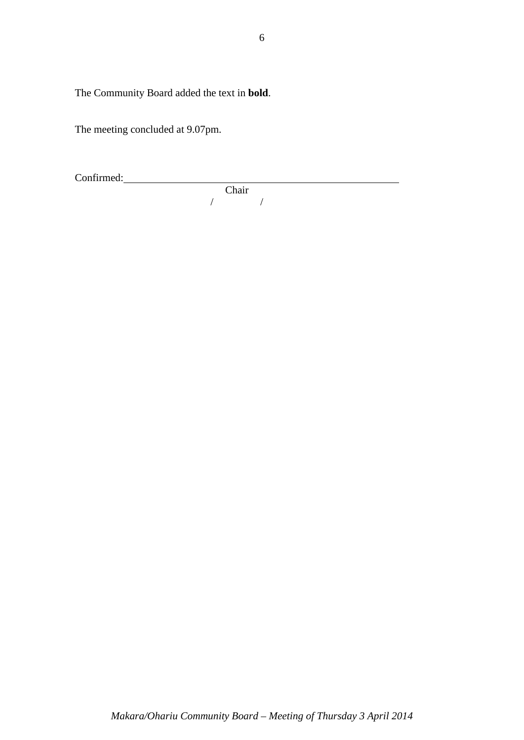The Community Board added the text in **bold**.

The meeting concluded at 9.07pm.

Confirmed: ______________________________________________

Chair

/ /